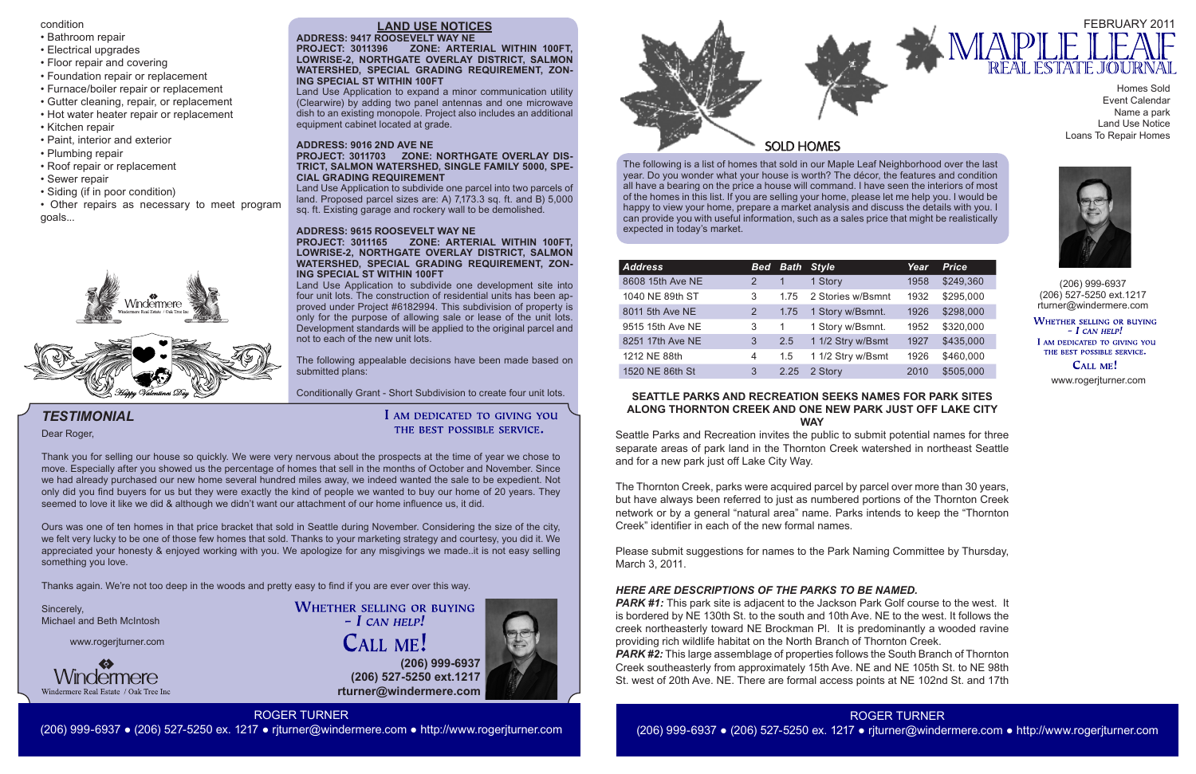condition

- Bathroom repair
- Electrical upgrades
- Floor repair and covering
- Foundation repair or replacement
- Furnace/boiler repair or replacement
- Gutter cleaning, repair, or replacement
- Hot water heater repair or replacement
- Kitchen repair
- Paint, interior and exterior
- Plumbing repair
- Roof repair or replacement
- Sewer repair
- Siding (if in poor condition)
- Other repairs as necessary to meet program goals...

## LAND USE NOTICES

**ADDRESS: 9417 ROOSEVELT WAY NE**
**PROJECT: 3011396 ZONE: ARTERIAL WITHIN 100FT, LOWRISE-2, NORTHGATE OVERLAY DISTRICT, SALMON WATERSHED, SPECIAL GRADING REQUIREMENT, ZONING SPECIAL ST WITHIN 100FT**
Land Use Application to expand a minor communication utility (Clearwire) by adding two panel antennas and one microwave dish to an existing monopole. Project also includes an additional equipment cabinet located at grade.

**ADDRESS: 9016 2ND AVE NE**
**PROJECT: 3011703 ZONE: NORTHGATE OVERLAY DISTRICT, SALMON WATERSHED, SINGLE FAMILY 5000, SPECIAL GRADING REQUIREMENT**
Land Use Application to subdivide one parcel into two parcels of land. Proposed parcel sizes are: A) 7,173.3 sq. ft. and B) 5,000 sq. ft. Existing garage and rockery wall to be demolished.

**ADDRESS: 9615 ROOSEVELT WAY NE**
**PROJECT: 3011165 ZONE: ARTERIAL WITHIN 100FT, LOWRISE-2, NORTHGATE OVERLAY DISTRICT, SALMON WATERSHED, SPECIAL GRADING REQUIREMENT, ZONING SPECIAL ST WITHIN 100FT**
Land Use Application to subdivide one development site into four unit lots. The construction of residential units has been approved under Project #6182994. This subdivision of property is only for the purpose of allowing sale or lease of the unit lots. Development standards will be applied to the original parcel and not to each of the new unit lots.

The following appealable decisions have been made based on submitted plans:

Conditionally Grant - Short Subdivision to create four unit lots.

## TESTIMONIAL

Dear Roger,

Thank you for selling our house so quickly. We were very nervous about the prospects at the time of year we chose to move. Especially after you showed us the percentage of homes that sell in the months of October and November. Since we had already purchased our new home several hundred miles away, we indeed wanted the sale to be expedient. Not only did you find buyers for us but they were exactly the kind of people we wanted to buy our home of 20 years. They seemed to love it like we did & although we didn't want our attachment of our home influence us, it did.

Ours was one of ten homes in that price bracket that sold in Seattle during November. Considering the size of the city, we felt very lucky to be one of those few homes that sold. Thanks to your marketing strategy and courtesy, you did it. We appreciated your honesty & enjoyed working with you. We apologize for any misgivings we made..it is not easy selling something you love.

Thanks again. We're not too deep in the woods and pretty easy to find if you are ever over this way.

Sincerely,
Michael and Beth McIntosh

www.rogerjturner.com

Windermere Real Estate / Oak Tree Inc

I AM DEDICATED TO GIVING YOU THE BEST POSSIBLE SERVICE.

WHETHER SELLING OR BUYING – I CAN HELP!
CALL ME!
(206) 999-6937
(206) 527-5250 ext.1217
rturner@windermere.com

ROGER TURNER
(206) 999-6937 • (206) 527-5250 ex. 1217 • rjturner@windermere.com • http://www.rogerjturner.com

# MAPLE LEAF REAL ESTATE JOURNAL

FEBRUARY 2011

Homes Sold
Event Calendar
Name a park
Land Use Notice
Loans To Repair Homes

(206) 999-6937
(206) 527-5250 ext.1217
rturner@windermere.com

WHETHER SELLING OR BUYING – I CAN HELP!
I AM DEDICATED TO GIVING YOU THE BEST POSSIBLE SERVICE.
CALL ME!
www.rogerjturner.com

## SOLD HOMES

The following is a list of homes that sold in our Maple Leaf Neighborhood over the last year. Do you wonder what your house is worth? The décor, the features and condition all have a bearing on the price a house will command. I have seen the interiors of most of the homes in this list. If you are selling your home, please let me help you. I would be happy to view your home, prepare a market analysis and discuss the details with you. I can provide you with useful information, such as a sales price that might be realistically expected in today's market.

| Address | Bed | Bath | Style | Year | Price |
|---|---|---|---|---|---|
| 8608 15th Ave NE | 2 | 1 | 1 Story | 1958 | $249,360 |
| 1040 NE 89th ST | 3 | 1.75 | 2 Stories w/Bsmnt | 1932 | $295,000 |
| 8011 5th Ave NE | 2 | 1.75 | 1 Story w/Bsmnt. | 1926 | $298,000 |
| 9515 15th Ave NE | 3 | 1 | 1 Story w/Bsmnt. | 1952 | $320,000 |
| 8251 17th Ave NE | 3 | 2.5 | 1 1/2 Stry w/Bsmt | 1927 | $435,000 |
| 1212 NE 88th | 4 | 1.5 | 1 1/2 Stry w/Bsmt | 1926 | $460,000 |
| 1520 NE 86th St | 3 | 2.25 | 2 Story | 2010 | $505,000 |

### SEATTLE PARKS AND RECREATION SEEKS NAMES FOR PARK SITES ALONG THORNTON CREEK AND ONE NEW PARK JUST OFF LAKE CITY WAY

Seattle Parks and Recreation invites the public to submit potential names for three separate areas of park land in the Thornton Creek watershed in northeast Seattle and for a new park just off Lake City Way.

The Thornton Creek, parks were acquired parcel by parcel over more than 30 years, but have always been referred to just as numbered portions of the Thornton Creek network or by a general "natural area" name. Parks intends to keep the "Thornton Creek" identifier in each of the new formal names.

Please submit suggestions for names to the Park Naming Committee by Thursday, March 3, 2011.

***HERE ARE DESCRIPTIONS OF THE PARKS TO BE NAMED.***

***PARK #1:*** This park site is adjacent to the Jackson Park Golf course to the west. It is bordered by NE 130th St. to the south and 10th Ave. NE to the west. It follows the creek northeasterly toward NE Brockman Pl. It is predominantly a wooded ravine providing rich wildlife habitat on the North Branch of Thornton Creek.

***PARK #2:*** This large assemblage of properties follows the South Branch of Thornton Creek southeasterly from approximately 15th Ave. NE and NE 105th St. to NE 98th St. west of 20th Ave. NE. There are formal access points at NE 102nd St. and 17th

ROGER TURNER
(206) 999-6937 • (206) 527-5250 ex. 1217 • rjturner@windermere.com • http://www.rogerjturner.com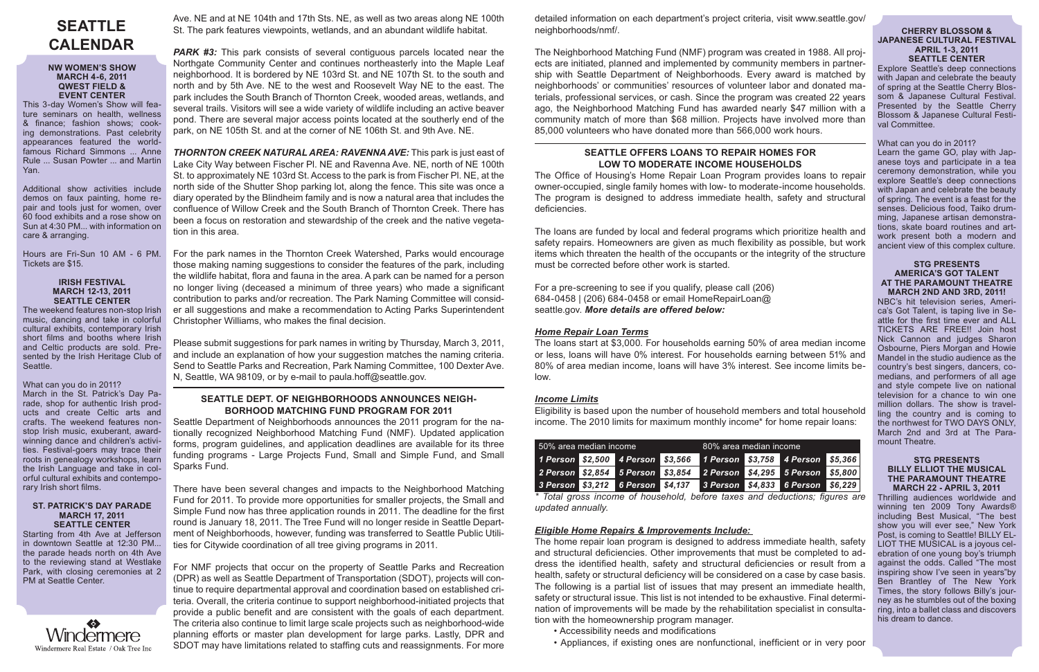# SEATTLE CALENDAR

### NW WOMEN'S SHOW
### MARCH 4-6, 2011
### QWEST FIELD & EVENT CENTER

This 3-day Women's Show will feature seminars on health, wellness & finance; fashion shows; cooking demonstrations. Past celebrity appearances featured the world-famous Richard Simmons ... Anne Rule ... Susan Powter ... and Martin Yan.

Additional show activities include demos on faux painting, home repair and tools just for women, over 60 food exhibits and a rose show on Sun at 4:30 PM... with information on care & arranging.

Hours are Fri-Sun 10 AM - 6 PM. Tickets are $15.

### IRISH FESTIVAL
### MARCH 12-13, 2011
### SEATTLE CENTER

The weekend features non-stop Irish music, dancing and take in colorful cultural exhibits, contemporary Irish short films and booths where Irish and Celtic products are sold. Presented by the Irish Heritage Club of Seattle.

What can you do in 2011?
March in the St. Patrick's Day Parade, shop for authentic Irish products and create Celtic arts and crafts. The weekend features non-stop Irish music, exuberant, award-winning dance and children's activities. Festival-goers may trace their roots in genealogy workshops, learn the Irish Language and take in colorful cultural exhibits and contemporary Irish short films.

### ST. PATRICK'S DAY PARADE
### MARCH 17, 2011
### SEATTLE CENTER

Starting from 4th Ave at Jefferson in downtown Seattle at 12:30 PM... the parade heads north on 4th Ave to the reviewing stand at Westlake Park, with closing ceremonies at 2 PM at Seattle Center.

Windermere
Windermere Real Estate / Oak Tree Inc

Ave. NE and at NE 104th and 17th Sts. NE, as well as two areas along NE 100th St. The park features viewpoints, wetlands, and an abundant wildlife habitat.

***PARK #3:*** This park consists of several contiguous parcels located near the Northgate Community Center and continues northeasterly into the Maple Leaf neighborhood. It is bordered by NE 103rd St. and NE 107th St. to the south and north and by 5th Ave. NE to the west and Roosevelt Way NE to the east. The park includes the South Branch of Thornton Creek, wooded areas, wetlands, and several trails. Visitors will see a wide variety of wildlife including an active beaver pond. There are several major access points located at the southerly end of the park, on NE 105th St. and at the corner of NE 106th St. and 9th Ave. NE.

***THORNTON CREEK NATURAL AREA: RAVENNA AVE:*** This park is just east of Lake City Way between Fischer Pl. NE and Ravenna Ave. NE, north of NE 100th St. to approximately NE 103rd St. Access to the park is from Fischer Pl. NE, at the north side of the Shutter Shop parking lot, along the fence. This site was once a diary operated by the Blindheim family and is now a natural area that includes the confluence of Willow Creek and the South Branch of Thornton Creek. There has been a focus on restoration and stewardship of the creek and the native vegetation in this area.

For the park names in the Thornton Creek Watershed, Parks would encourage those making naming suggestions to consider the features of the park, including the wildlife habitat, flora and fauna in the area. A park can be named for a person no longer living (deceased a minimum of three years) who made a significant contribution to parks and/or recreation. The Park Naming Committee will consider all suggestions and make a recommendation to Acting Parks Superintendent Christopher Williams, who makes the final decision.

Please submit suggestions for park names in writing by Thursday, March 3, 2011, and include an explanation of how your suggestion matches the naming criteria. Send to Seattle Parks and Recreation, Park Naming Committee, 100 Dexter Ave. N, Seattle, WA 98109, or by e-mail to paula.hoff@seattle.gov.

## SEATTLE DEPT. OF NEIGHBORHOODS ANNOUNCES NEIGHBORHOOD MATCHING FUND PROGRAM FOR 2011

Seattle Department of Neighborhoods announces the 2011 program for the nationally recognized Neighborhood Matching Fund (NMF). Updated application forms, program guidelines, and application deadlines are available for its three funding programs - Large Projects Fund, Small and Simple Fund, and Small Sparks Fund.

There have been several changes and impacts to the Neighborhood Matching Fund for 2011. To provide more opportunities for smaller projects, the Small and Simple Fund now has three application rounds in 2011. The deadline for the first round is January 18, 2011. The Tree Fund will no longer reside in Seattle Department of Neighborhoods, however, funding was transferred to Seattle Public Utilities for Citywide coordination of all tree giving programs in 2011.

For NMF projects that occur on the property of Seattle Parks and Recreation (DPR) as well as Seattle Department of Transportation (SDOT), projects will continue to require departmental approval and coordination based on established criteria. Overall, the criteria continue to support neighborhood-initiated projects that provide a public benefit and are consistent with the goals of each department. The criteria also continue to limit large scale projects such as neighborhood-wide planning efforts or master plan development for large parks. Lastly, DPR and SDOT may have limitations related to staffing cuts and reassignments. For more detailed information on each department's project criteria, visit www.seattle.gov/neighborhoods/nmf/.

The Neighborhood Matching Fund (NMF) program was created in 1988. All projects are initiated, planned and implemented by community members in partnership with Seattle Department of Neighborhoods. Every award is matched by neighborhoods' or communities' resources of volunteer labor and donated materials, professional services, or cash. Since the program was created 22 years ago, the Neighborhood Matching Fund has awarded nearly $47 million with a community match of more than $68 million. Projects have involved more than 85,000 volunteers who have donated more than 566,000 work hours.

## SEATTLE OFFERS LOANS TO REPAIR HOMES FOR LOW TO MODERATE INCOME HOUSEHOLDS

The Office of Housing's Home Repair Loan Program provides loans to repair owner-occupied, single family homes with low- to moderate-income households. The program is designed to address immediate health, safety and structural deficiencies.

The loans are funded by local and federal programs which prioritize health and safety repairs. Homeowners are given as much flexibility as possible, but work items which threaten the health of the occupants or the integrity of the structure must be corrected before other work is started.

For a pre-screening to see if you qualify, please call (206) 684-0458 | (206) 684-0458 or email HomeRepairLoan@seattle.gov. ***More details are offered below:***

***Home Repair Loan Terms***

The loans start at $3,000. For households earning 50% of area median income or less, loans will have 0% interest. For households earning between 51% and 80% of area median income, loans will have 3% interest. See income limits below.

***Income Limits***

Eligibility is based upon the number of household members and total household income. The 2010 limits for maximum monthly income* for home repair loans:

| 50% area median income | | | | 80% area median income | | | |
|---|---|---|---|---|---|---|---|
| 1 Person | $2,500 | 4 Person | $3,566 | 1 Person | $3,758 | 4 Person | $5,366 |
| 2 Person | $2,854 | 5 Person | $3,854 | 2 Person | $4,295 | 5 Person | $5,800 |
| 3 Person | $3,212 | 6 Person | $4,137 | 3 Person | $4,833 | 6 Person | $6,229 |

*\* Total gross income of household, before taxes and deductions; figures are updated annually.*

***Eligible Home Repairs & Improvements Include:***

The home repair loan program is designed to address immediate health, safety and structural deficiencies. Other improvements that must be completed to address the identified health, safety and structural deficiencies or result from a health, safety or structural deficiency will be considered on a case by case basis. The following is a partial list of issues that may present an immediate health, safety or structural issue. This list is not intended to be exhaustive. Final determination of improvements will be made by the rehabilitation specialist in consultation with the homeownership program manager.

- Accessibility needs and modifications
- Appliances, if existing ones are nonfunctional, inefficient or in very poor

### CHERRY BLOSSOM & JAPANESE CULTURAL FESTIVAL
### APRIL 1-3, 2011
### SEATTLE CENTER

Explore Seattle's deep connections with Japan and celebrate the beauty of spring at the Seattle Cherry Blossom & Japanese Cultural Festival. Presented by the Seattle Cherry Blossom & Japanese Cultural Festival Committee.

What can you do in 2011?
Learn the game GO, play with Japanese toys and participate in a tea ceremony demonstration, while you explore Seattle's deep connections with Japan and celebrate the beauty of spring. The event is a feast for the senses. Delicious food, Taiko drumming, Japanese artisan demonstrations, skate board routines and artwork present both a modern and ancient view of this complex culture.

### STG PRESENTS
### AMERICA'S GOT TALENT
### AT THE PARAMOUNT THEATRE
### MARCH 2ND AND 3RD, 2011!

NBC's hit television series, America's Got Talent, is taping live in Seattle for the first time ever and ALL TICKETS ARE FREE!! Join host Nick Cannon and judges Sharon Osbourne, Piers Morgan and Howie Mandel in the studio audience as the country's best singers, dancers, comedians, and performers of all age and style compete live on national television for a chance to win one million dollars. The show is travelling the country and is coming to the northwest for TWO DAYS ONLY, March 2nd and 3rd at The Paramount Theatre.

### STG PRESENTS
### BILLY ELLIOT THE MUSICAL
### THE PARAMOUNT THEATRE
### MARCH 22 - APRIL 3, 2011

Thrilling audiences worldwide and winning ten 2009 Tony Awards® including Best Musical, "The best show you will ever see," New York Post, is coming to Seattle! BILLY ELLIOT THE MUSICAL is a joyous celebration of one young boy's triumph against the odds. Called "The most inspiring show I've seen in years"by Ben Brantley of The New York Times, the story follows Billy's journey as he stumbles out of the boxing ring, into a ballet class and discovers his dream to dance.